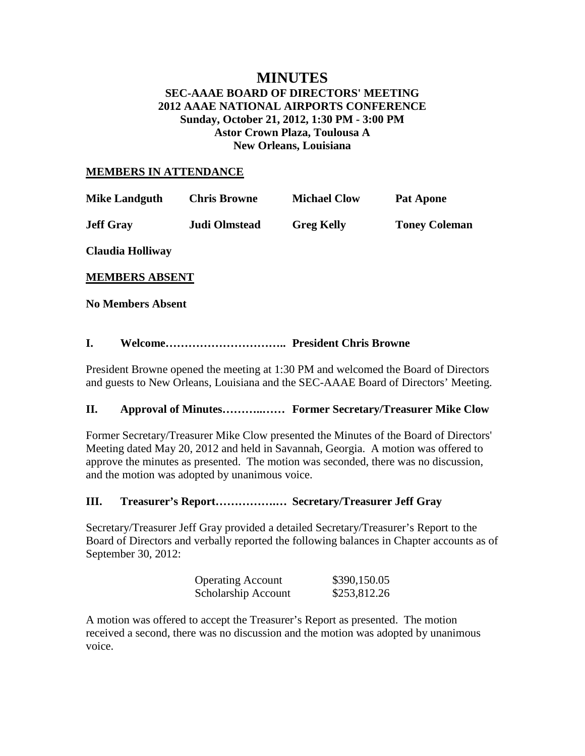# MINUTES

## SEC-AAAE BOARD OF DIRECTORS' MEETING
## 2012 AAAE NATIONAL AIRPORTS CONFERENCE
## Sunday, October 21, 2012, 1:30 PM - 3:00 PM
## Astor Crown Plaza, Toulousa A
## New Orleans, Louisiana

**MEMBERS IN ATTENDANCE**

| | | | |
|---|---|---|---|
| **Mike Landguth** | **Chris Browne** | **Michael Clow** | **Pat Apone** |
| **Jeff Gray** | **Judi Olmstead** | **Greg Kelly** | **Toney Coleman** |
| **Claudia Holliway** | | | |

**MEMBERS ABSENT**

**No Members Absent**

### I. Welcome………………………….. President Chris Browne

President Browne opened the meeting at 1:30 PM and welcomed the Board of Directors and guests to New Orleans, Louisiana and the SEC-AAAE Board of Directors' Meeting.

### II. Approval of Minutes………..…… Former Secretary/Treasurer Mike Clow

Former Secretary/Treasurer Mike Clow presented the Minutes of the Board of Directors' Meeting dated May 20, 2012 and held in Savannah, Georgia. A motion was offered to approve the minutes as presented. The motion was seconded, there was no discussion, and the motion was adopted by unanimous voice.

### III. Treasurer's Report…………….… Secretary/Treasurer Jeff Gray

Secretary/Treasurer Jeff Gray provided a detailed Secretary/Treasurer's Report to the Board of Directors and verbally reported the following balances in Chapter accounts as of September 30, 2012:

| | |
|---|---|
| Operating Account | \$390,150.05 |
| Scholarship Account | \$253,812.26 |

A motion was offered to accept the Treasurer's Report as presented. The motion received a second, there was no discussion and the motion was adopted by unanimous voice.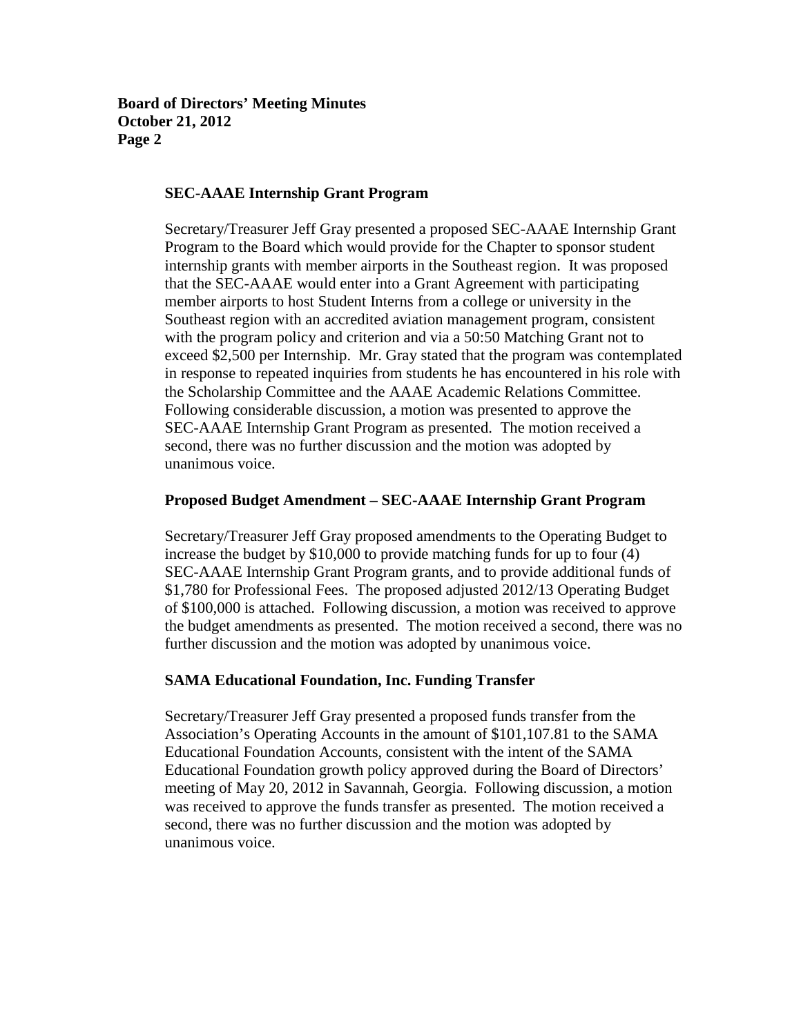### SEC-AAAE Internship Grant Program

Secretary/Treasurer Jeff Gray presented a proposed SEC-AAAE Internship Grant Program to the Board which would provide for the Chapter to sponsor student internship grants with member airports in the Southeast region. It was proposed that the SEC-AAAE would enter into a Grant Agreement with participating member airports to host Student Interns from a college or university in the Southeast region with an accredited aviation management program, consistent with the program policy and criterion and via a 50:50 Matching Grant not to exceed $2,500 per Internship. Mr. Gray stated that the program was contemplated in response to repeated inquiries from students he has encountered in his role with the Scholarship Committee and the AAAE Academic Relations Committee. Following considerable discussion, a motion was presented to approve the SEC-AAAE Internship Grant Program as presented. The motion received a second, there was no further discussion and the motion was adopted by unanimous voice.

### Proposed Budget Amendment – SEC-AAAE Internship Grant Program

Secretary/Treasurer Jeff Gray proposed amendments to the Operating Budget to increase the budget by $10,000 to provide matching funds for up to four (4) SEC-AAAE Internship Grant Program grants, and to provide additional funds of $1,780 for Professional Fees. The proposed adjusted 2012/13 Operating Budget of $100,000 is attached. Following discussion, a motion was received to approve the budget amendments as presented. The motion received a second, there was no further discussion and the motion was adopted by unanimous voice.

### SAMA Educational Foundation, Inc. Funding Transfer

Secretary/Treasurer Jeff Gray presented a proposed funds transfer from the Association's Operating Accounts in the amount of $101,107.81 to the SAMA Educational Foundation Accounts, consistent with the intent of the SAMA Educational Foundation growth policy approved during the Board of Directors' meeting of May 20, 2012 in Savannah, Georgia. Following discussion, a motion was received to approve the funds transfer as presented. The motion received a second, there was no further discussion and the motion was adopted by unanimous voice.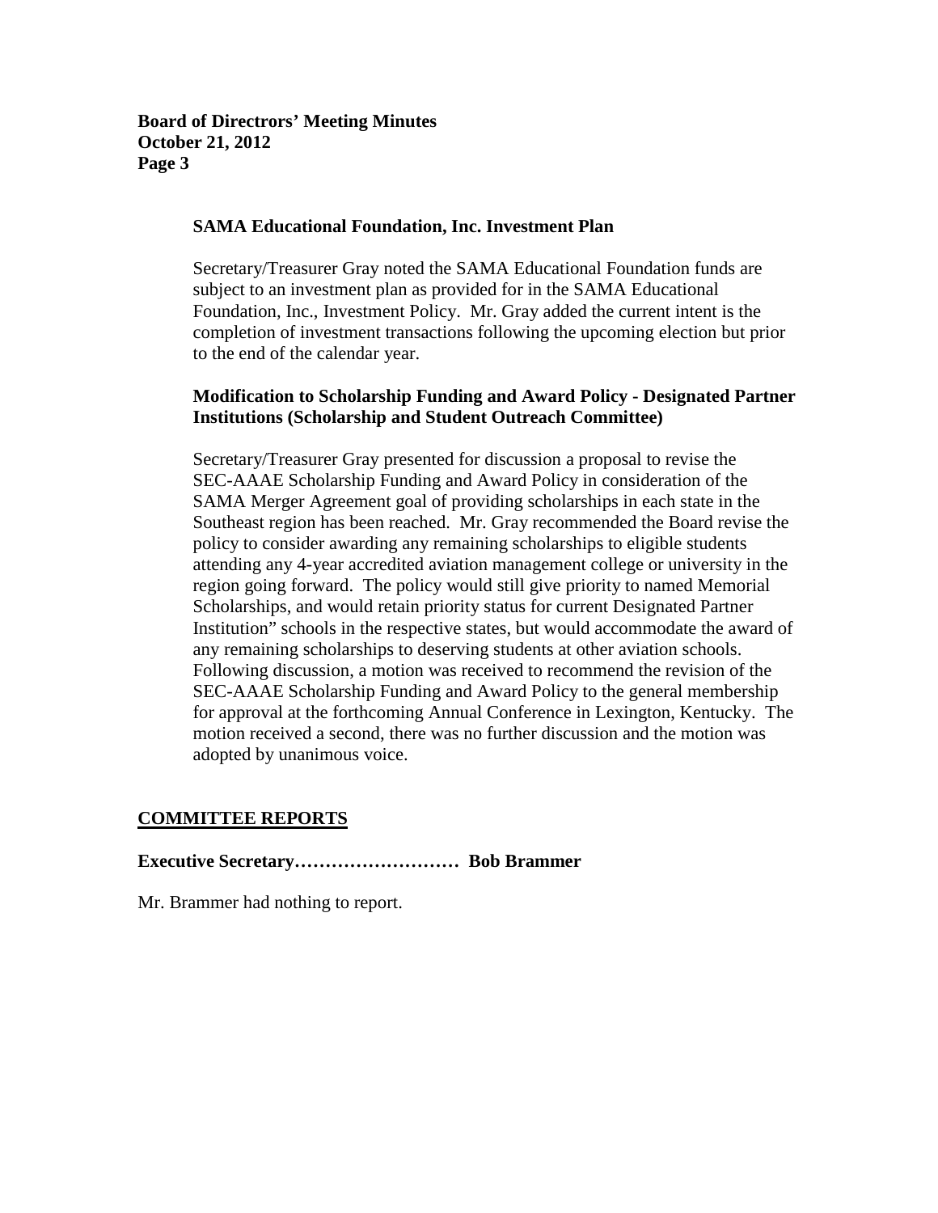### SAMA Educational Foundation, Inc. Investment Plan

Secretary/Treasurer Gray noted the SAMA Educational Foundation funds are subject to an investment plan as provided for in the SAMA Educational Foundation, Inc., Investment Policy. Mr. Gray added the current intent is the completion of investment transactions following the upcoming election but prior to the end of the calendar year.

### Modification to Scholarship Funding and Award Policy - Designated Partner Institutions (Scholarship and Student Outreach Committee)

Secretary/Treasurer Gray presented for discussion a proposal to revise the SEC-AAAE Scholarship Funding and Award Policy in consideration of the SAMA Merger Agreement goal of providing scholarships in each state in the Southeast region has been reached. Mr. Gray recommended the Board revise the policy to consider awarding any remaining scholarships to eligible students attending any 4-year accredited aviation management college or university in the region going forward. The policy would still give priority to named Memorial Scholarships, and would retain priority status for current Designated Partner Institution" schools in the respective states, but would accommodate the award of any remaining scholarships to deserving students at other aviation schools. Following discussion, a motion was received to recommend the revision of the SEC-AAAE Scholarship Funding and Award Policy to the general membership for approval at the forthcoming Annual Conference in Lexington, Kentucky. The motion received a second, there was no further discussion and the motion was adopted by unanimous voice.

## COMMITTEE REPORTS

**Executive Secretary……………………… Bob Brammer**

Mr. Brammer had nothing to report.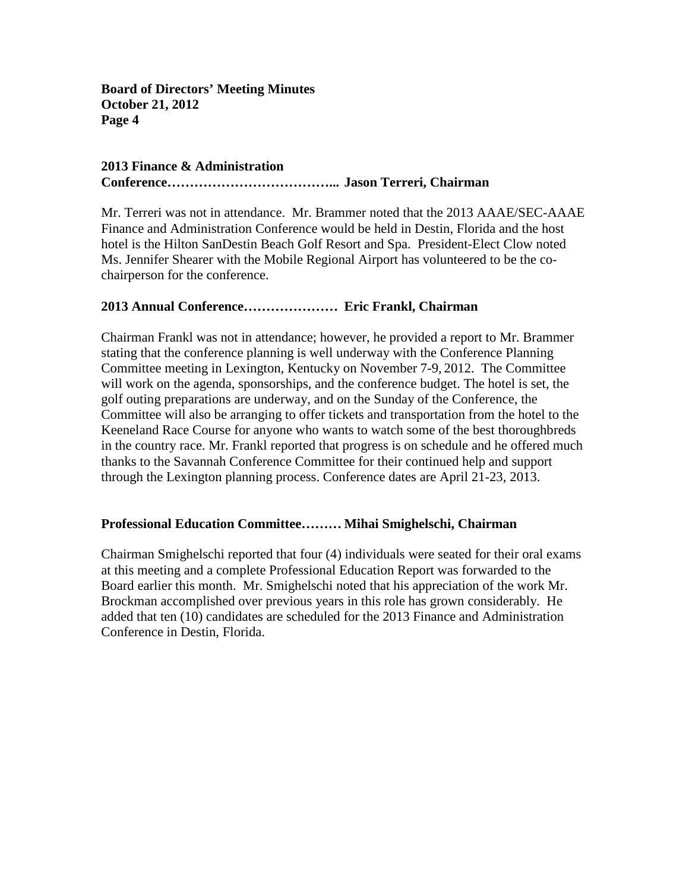**2013 Finance & Administration Conference……………………………….. Jason Terreri, Chairman**

Mr. Terreri was not in attendance. Mr. Brammer noted that the 2013 AAAE/SEC-AAAE Finance and Administration Conference would be held in Destin, Florida and the host hotel is the Hilton SanDestin Beach Golf Resort and Spa. President-Elect Clow noted Ms. Jennifer Shearer with the Mobile Regional Airport has volunteered to be the co-chairperson for the conference.

**2013 Annual Conference………………… Eric Frankl, Chairman**

Chairman Frankl was not in attendance; however, he provided a report to Mr. Brammer stating that the conference planning is well underway with the Conference Planning Committee meeting in Lexington, Kentucky on November 7-9, 2012. The Committee will work on the agenda, sponsorships, and the conference budget. The hotel is set, the golf outing preparations are underway, and on the Sunday of the Conference, the Committee will also be arranging to offer tickets and transportation from the hotel to the Keeneland Race Course for anyone who wants to watch some of the best thoroughbreds in the country race. Mr. Frankl reported that progress is on schedule and he offered much thanks to the Savannah Conference Committee for their continued help and support through the Lexington planning process. Conference dates are April 21-23, 2013.

**Professional Education Committee……… Mihai Smighelschi, Chairman**

Chairman Smighelschi reported that four (4) individuals were seated for their oral exams at this meeting and a complete Professional Education Report was forwarded to the Board earlier this month. Mr. Smighelschi noted that his appreciation of the work Mr. Brockman accomplished over previous years in this role has grown considerably. He added that ten (10) candidates are scheduled for the 2013 Finance and Administration Conference in Destin, Florida.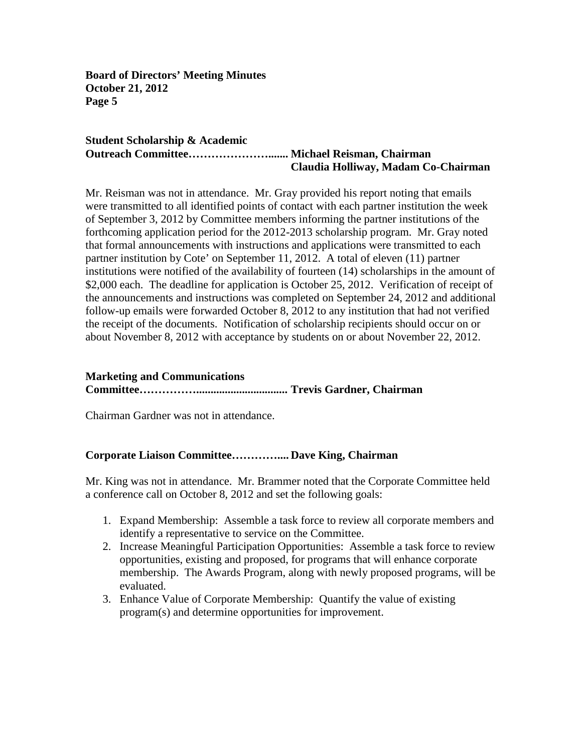**Student Scholarship & Academic Outreach Committee……………….…....... Michael Reisman, Chairman**
**Claudia Holliway, Madam Co-Chairman**

Mr. Reisman was not in attendance. Mr. Gray provided his report noting that emails were transmitted to all identified points of contact with each partner institution the week of September 3, 2012 by Committee members informing the partner institutions of the forthcoming application period for the 2012-2013 scholarship program. Mr. Gray noted that formal announcements with instructions and applications were transmitted to each partner institution by Cote' on September 11, 2012. A total of eleven (11) partner institutions were notified of the availability of fourteen (14) scholarships in the amount of $2,000 each. The deadline for application is October 25, 2012. Verification of receipt of the announcements and instructions was completed on September 24, 2012 and additional follow-up emails were forwarded October 8, 2012 to any institution that had not verified the receipt of the documents. Notification of scholarship recipients should occur on or about November 8, 2012 with acceptance by students on or about November 22, 2012.

**Marketing and Communications Committee…………….............................. Trevis Gardner, Chairman**

Chairman Gardner was not in attendance.

**Corporate Liaison Committee………….... Dave King, Chairman**

Mr. King was not in attendance. Mr. Brammer noted that the Corporate Committee held a conference call on October 8, 2012 and set the following goals:

1. Expand Membership: Assemble a task force to review all corporate members and identify a representative to service on the Committee.
2. Increase Meaningful Participation Opportunities: Assemble a task force to review opportunities, existing and proposed, for programs that will enhance corporate membership. The Awards Program, along with newly proposed programs, will be evaluated.
3. Enhance Value of Corporate Membership: Quantify the value of existing program(s) and determine opportunities for improvement.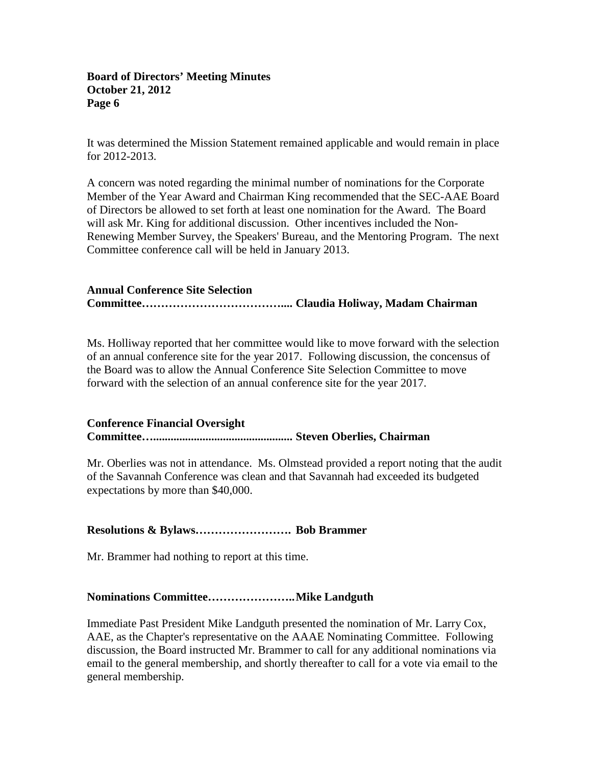It was determined the Mission Statement remained applicable and would remain in place for 2012-2013.

A concern was noted regarding the minimal number of nominations for the Corporate Member of the Year Award and Chairman King recommended that the SEC-AAE Board of Directors be allowed to set forth at least one nomination for the Award. The Board will ask Mr. King for additional discussion. Other incentives included the Non-Renewing Member Survey, the Speakers' Bureau, and the Mentoring Program. The next Committee conference call will be held in January 2013.

**Annual Conference Site Selection Committee……………………………….... Claudia Holiway, Madam Chairman**

Ms. Holliway reported that her committee would like to move forward with the selection of an annual conference site for the year 2017. Following discussion, the concensus of the Board was to allow the Annual Conference Site Selection Committee to move forward with the selection of an annual conference site for the year 2017.

**Conference Financial Oversight Committee…............................................... Steven Oberlies, Chairman**

Mr. Oberlies was not in attendance. Ms. Olmstead provided a report noting that the audit of the Savannah Conference was clean and that Savannah had exceeded its budgeted expectations by more than $40,000.

**Resolutions & Bylaws……………………. Bob Brammer**

Mr. Brammer had nothing to report at this time.

**Nominations Committee…………………..Mike Landguth**

Immediate Past President Mike Landguth presented the nomination of Mr. Larry Cox, AAE, as the Chapter's representative on the AAAE Nominating Committee. Following discussion, the Board instructed Mr. Brammer to call for any additional nominations via email to the general membership, and shortly thereafter to call for a vote via email to the general membership.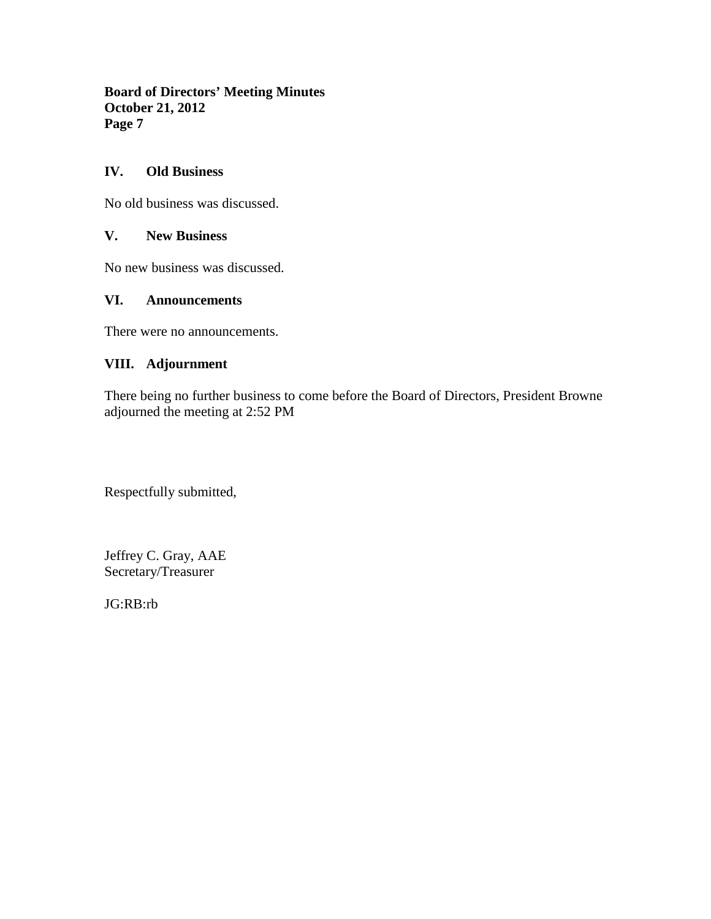**IV. Old Business**

No old business was discussed.

**V. New Business**

No new business was discussed.

**VI. Announcements**

There were no announcements.

**VIII. Adjournment**

There being no further business to come before the Board of Directors, President Browne adjourned the meeting at 2:52 PM

Respectfully submitted,

Jeffrey C. Gray, AAE
Secretary/Treasurer

JG:RB:rb